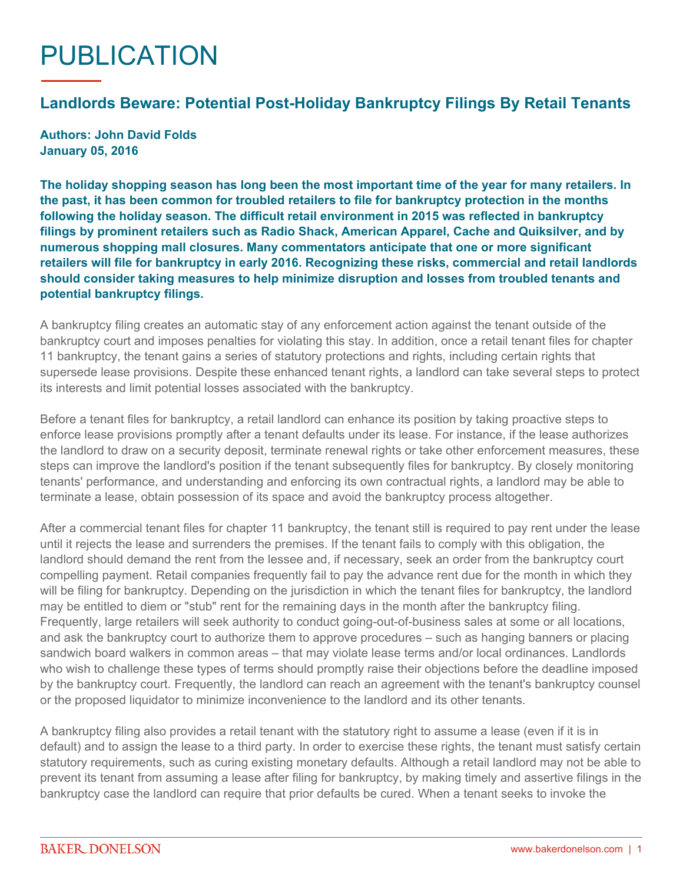# PUBLICATION

## Landlords Beware: Potential Post-Holiday Bankruptcy Filings By Retail Tenants

**Authors: John David Folds**
**January 05, 2016**

**The holiday shopping season has long been the most important time of the year for many retailers. In the past, it has been common for troubled retailers to file for bankruptcy protection in the months following the holiday season. The difficult retail environment in 2015 was reflected in bankruptcy filings by prominent retailers such as Radio Shack, American Apparel, Cache and Quiksilver, and by numerous shopping mall closures. Many commentators anticipate that one or more significant retailers will file for bankruptcy in early 2016. Recognizing these risks, commercial and retail landlords should consider taking measures to help minimize disruption and losses from troubled tenants and potential bankruptcy filings.**

A bankruptcy filing creates an automatic stay of any enforcement action against the tenant outside of the bankruptcy court and imposes penalties for violating this stay. In addition, once a retail tenant files for chapter 11 bankruptcy, the tenant gains a series of statutory protections and rights, including certain rights that supersede lease provisions. Despite these enhanced tenant rights, a landlord can take several steps to protect its interests and limit potential losses associated with the bankruptcy.

Before a tenant files for bankruptcy, a retail landlord can enhance its position by taking proactive steps to enforce lease provisions promptly after a tenant defaults under its lease. For instance, if the lease authorizes the landlord to draw on a security deposit, terminate renewal rights or take other enforcement measures, these steps can improve the landlord's position if the tenant subsequently files for bankruptcy. By closely monitoring tenants' performance, and understanding and enforcing its own contractual rights, a landlord may be able to terminate a lease, obtain possession of its space and avoid the bankruptcy process altogether.

After a commercial tenant files for chapter 11 bankruptcy, the tenant still is required to pay rent under the lease until it rejects the lease and surrenders the premises. If the tenant fails to comply with this obligation, the landlord should demand the rent from the lessee and, if necessary, seek an order from the bankruptcy court compelling payment. Retail companies frequently fail to pay the advance rent due for the month in which they will be filing for bankruptcy. Depending on the jurisdiction in which the tenant files for bankruptcy, the landlord may be entitled to diem or "stub" rent for the remaining days in the month after the bankruptcy filing. Frequently, large retailers will seek authority to conduct going-out-of-business sales at some or all locations, and ask the bankruptcy court to authorize them to approve procedures – such as hanging banners or placing sandwich board walkers in common areas – that may violate lease terms and/or local ordinances. Landlords who wish to challenge these types of terms should promptly raise their objections before the deadline imposed by the bankruptcy court. Frequently, the landlord can reach an agreement with the tenant's bankruptcy counsel or the proposed liquidator to minimize inconvenience to the landlord and its other tenants.

A bankruptcy filing also provides a retail tenant with the statutory right to assume a lease (even if it is in default) and to assign the lease to a third party. In order to exercise these rights, the tenant must satisfy certain statutory requirements, such as curing existing monetary defaults. Although a retail landlord may not be able to prevent its tenant from assuming a lease after filing for bankruptcy, by making timely and assertive filings in the bankruptcy case the landlord can require that prior defaults be cured. When a tenant seeks to invoke the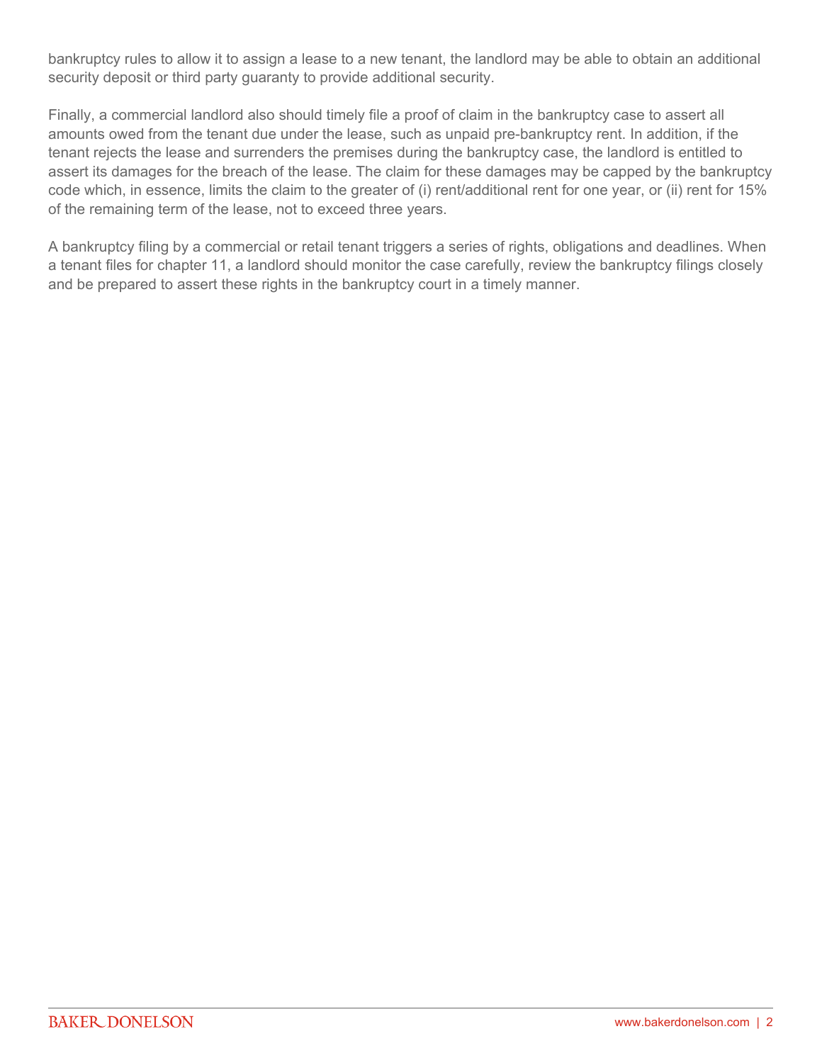bankruptcy rules to allow it to assign a lease to a new tenant, the landlord may be able to obtain an additional security deposit or third party guaranty to provide additional security.

Finally, a commercial landlord also should timely file a proof of claim in the bankruptcy case to assert all amounts owed from the tenant due under the lease, such as unpaid pre-bankruptcy rent. In addition, if the tenant rejects the lease and surrenders the premises during the bankruptcy case, the landlord is entitled to assert its damages for the breach of the lease. The claim for these damages may be capped by the bankruptcy code which, in essence, limits the claim to the greater of (i) rent/additional rent for one year, or (ii) rent for 15% of the remaining term of the lease, not to exceed three years.

A bankruptcy filing by a commercial or retail tenant triggers a series of rights, obligations and deadlines. When a tenant files for chapter 11, a landlord should monitor the case carefully, review the bankruptcy filings closely and be prepared to assert these rights in the bankruptcy court in a timely manner.